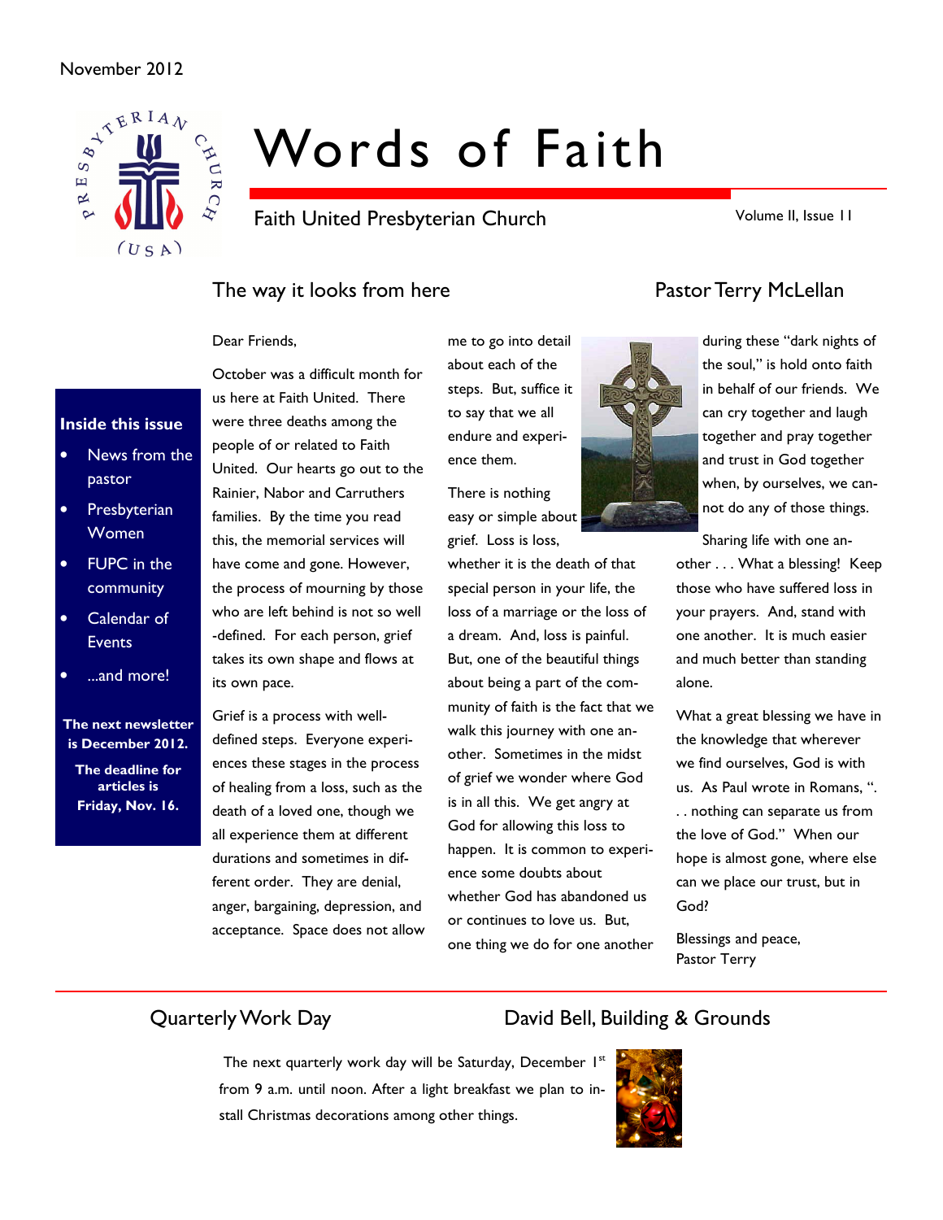November 2012

# Words of Faith

Faith United Presbyterian Church

Volume II, Issue 11

**Inside this issue**

- News from the pastor
- Presbyterian Women
- FUPC in the community
- Calendar of Events
- ...and more!

**The next newsletter is December 2012.**

**The deadline for articles is Friday, Nov. 16.**

## The way it looks from here — Pastor Terry McLellan

Dear Friends,

October was a difficult month for us here at Faith United. There were three deaths among the people of or related to Faith United. Our hearts go out to the Rainier, Nabor and Carruthers families. By the time you read this, the memorial services will have come and gone. However, the process of mourning by those who are left behind is not so well-defined. For each person, grief takes its own shape and flows at its own pace.

Grief is a process with well-defined steps. Everyone experiences these stages in the process of healing from a loss, such as the death of a loved one, though we all experience them at different durations and sometimes in different order. They are denial, anger, bargaining, depression, and acceptance. Space does not allow me to go into detail about each of the steps. But, suffice it to say that we all endure and experience them.

There is nothing easy or simple about grief. Loss is loss, whether it is the death of that special person in your life, the loss of a marriage or the loss of a dream. And, loss is painful. But, one of the beautiful things about being a part of the community of faith is the fact that we walk this journey with one another. Sometimes in the midst of grief we wonder where God is in all this. We get angry at God for allowing this loss to happen. It is common to experience some doubts about whether God has abandoned us or continues to love us. But, one thing we do for one another during these "dark nights of the soul," is hold onto faith in behalf of our friends. We can cry together and laugh together and pray together and trust in God together when, by ourselves, we cannot do any of those things.

Sharing life with one another . . . What a blessing! Keep those who have suffered loss in your prayers. And, stand with one another. It is much easier and much better than standing alone.

What a great blessing we have in the knowledge that wherever we find ourselves, God is with us. As Paul wrote in Romans, ". . . nothing can separate us from the love of God." When our hope is almost gone, where else can we place our trust, but in God?

Blessings and peace,
Pastor Terry

## Quarterly Work Day — David Bell, Building & Grounds

The next quarterly work day will be Saturday, December 1st from 9 a.m. until noon. After a light breakfast we plan to install Christmas decorations among other things.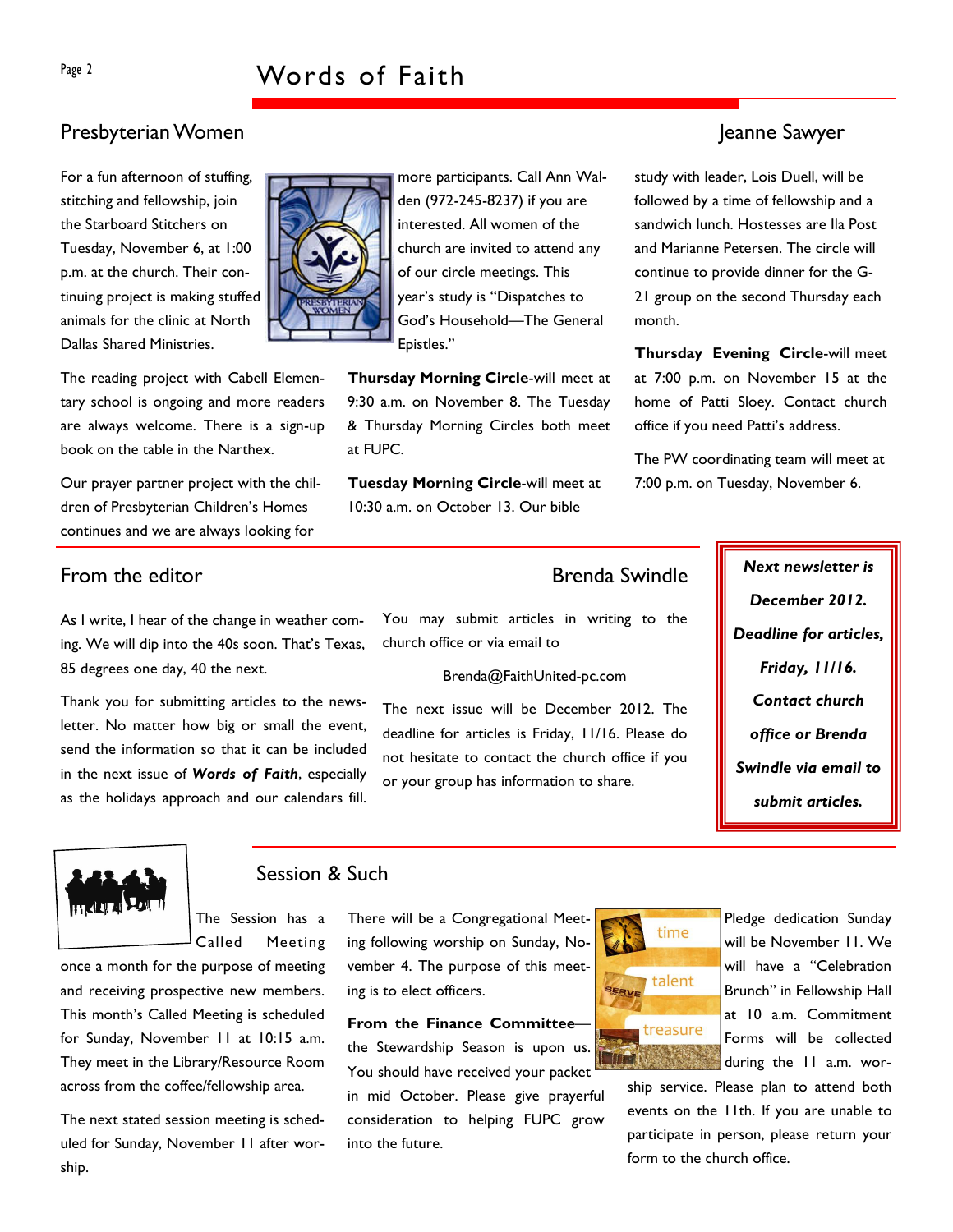## Presbyterian Women

For a fun afternoon of stuffing, stitching and fellowship, join the Starboard Stitchers on Tuesday, November 6, at 1:00 p.m. at the church. Their continuing project is making stuffed animals for the clinic at North Dallas Shared Ministries.

The reading project with Cabell Elementary school is ongoing and more readers are always welcome. There is a sign-up book on the table in the Narthex.

Our prayer partner project with the children of Presbyterian Children's Homes continues and we are always looking for more participants. Call Ann Walden (972-245-8237) if you are interested. All women of the church are invited to attend any of our circle meetings. This year's study is "Dispatches to God's Household—The General Epistles."

**Thursday Morning Circle**-will meet at 9:30 a.m. on November 8. The Tuesday & Thursday Morning Circles both meet at FUPC.

**Tuesday Morning Circle**-will meet at 10:30 a.m. on October 13. Our bible study with leader, Lois Duell, will be followed by a time of fellowship and a sandwich lunch. Hostesses are Ila Post and Marianne Petersen. The circle will continue to provide dinner for the G-21 group on the second Thursday each month.

**Thursday Evening Circle**-will meet at 7:00 p.m. on November 15 at the home of Patti Sloey. Contact church office if you need Patti's address.

The PW coordinating team will meet at 7:00 p.m. on Tuesday, November 6.

Jeanne Sawyer

## From the editor

As I write, I hear of the change in weather coming. We will dip into the 40s soon. That's Texas, 85 degrees one day, 40 the next.

Thank you for submitting articles to the newsletter. No matter how big or small the event, send the information so that it can be included in the next issue of ***Words of Faith***, especially as the holidays approach and our calendars fill.

You may submit articles in writing to the church office or via email to

Brenda@FaithUnited-pc.com

The next issue will be December 2012. The deadline for articles is Friday, 11/16. Please do not hesitate to contact the church office if you or your group has information to share.

Brenda Swindle

***Next newsletter is December 2012. Deadline for articles, Friday, 11/16. Contact church office or Brenda Swindle via email to submit articles.***

## Session & Such

The Session has a Called Meeting once a month for the purpose of meeting and receiving prospective new members. This month's Called Meeting is scheduled for Sunday, November 11 at 10:15 a.m. They meet in the Library/Resource Room across from the coffee/fellowship area.

The next stated session meeting is scheduled for Sunday, November 11 after worship.

There will be a Congregational Meeting following worship on Sunday, November 4. The purpose of this meeting is to elect officers.

**From the Finance Committee**—the Stewardship Season is upon us. You should have received your packet in mid October. Please give prayerful consideration to helping FUPC grow into the future.

Pledge dedication Sunday will be November 11. We will have a "Celebration Brunch" in Fellowship Hall at 10 a.m. Commitment Forms will be collected during the 11 a.m. worship service. Please plan to attend both events on the 11th. If you are unable to participate in person, please return your form to the church office.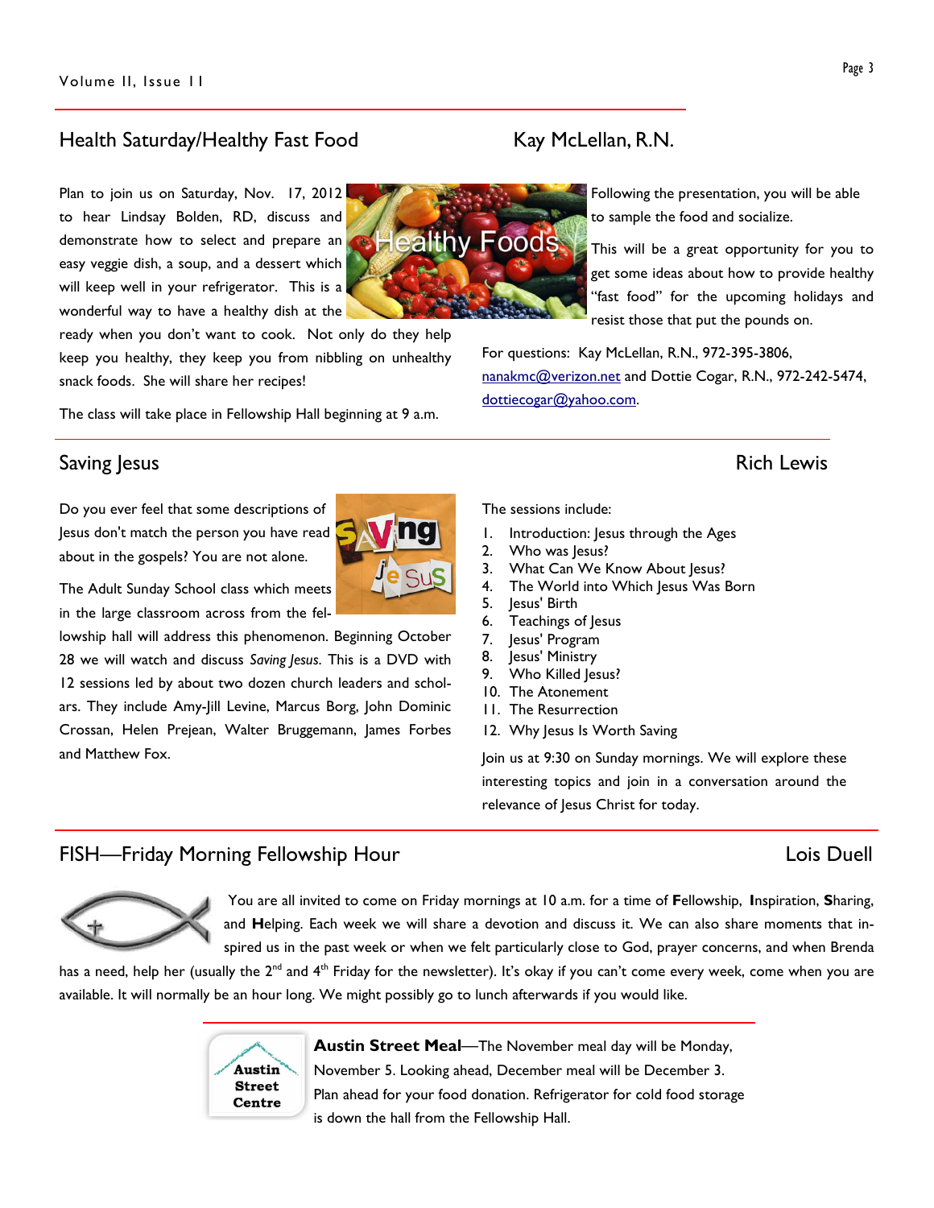## Health Saturday/Healthy Fast Food — Kay McLellan, R.N.

Plan to join us on Saturday, Nov. 17, 2012 to hear Lindsay Bolden, RD, discuss and demonstrate how to select and prepare an easy veggie dish, a soup, and a dessert which will keep well in your refrigerator. This is a wonderful way to have a healthy dish at the ready when you don't want to cook. Not only do they help keep you healthy, they keep you from nibbling on unhealthy snack foods. She will share her recipes!

The class will take place in Fellowship Hall beginning at 9 a.m.

Following the presentation, you will be able to sample the food and socialize.

This will be a great opportunity for you to get some ideas about how to provide healthy "fast food" for the upcoming holidays and resist those that put the pounds on.

For questions: Kay McLellan, R.N., 972-395-3806, nanakmc@verizon.net and Dottie Cogar, R.N., 972-242-5474, dottiecogar@yahoo.com.

## Saving Jesus — Rich Lewis

Do you ever feel that some descriptions of Jesus don't match the person you have read about in the gospels? You are not alone.

The Adult Sunday School class which meets in the large classroom across from the fellowship hall will address this phenomenon. Beginning October 28 we will watch and discuss *Saving Jesus*. This is a DVD with 12 sessions led by about two dozen church leaders and scholars. They include Amy-Jill Levine, Marcus Borg, John Dominic Crossan, Helen Prejean, Walter Bruggemann, James Forbes and Matthew Fox.

The sessions include:

1. Introduction: Jesus through the Ages
2. Who was Jesus?
3. What Can We Know About Jesus?
4. The World into Which Jesus Was Born
5. Jesus' Birth
6. Teachings of Jesus
7. Jesus' Program
8. Jesus' Ministry
9. Who Killed Jesus?
10. The Atonement
11. The Resurrection
12. Why Jesus Is Worth Saving

Join us at 9:30 on Sunday mornings. We will explore these interesting topics and join in a conversation around the relevance of Jesus Christ for today.

## FISH—Friday Morning Fellowship Hour — Lois Duell

You are all invited to come on Friday mornings at 10 a.m. for a time of **F**ellowship, **I**nspiration, **S**haring, and **H**elping. Each week we will share a devotion and discuss it. We can also share moments that inspired us in the past week or when we felt particularly close to God, prayer concerns, and when Brenda has a need, help her (usually the 2nd and 4th Friday for the newsletter). It's okay if you can't come every week, come when you are available. It will normally be an hour long. We might possibly go to lunch afterwards if you would like.

Austin Street Centre

**Austin Street Meal**—The November meal day will be Monday, November 5. Looking ahead, December meal will be December 3. Plan ahead for your food donation. Refrigerator for cold food storage is down the hall from the Fellowship Hall.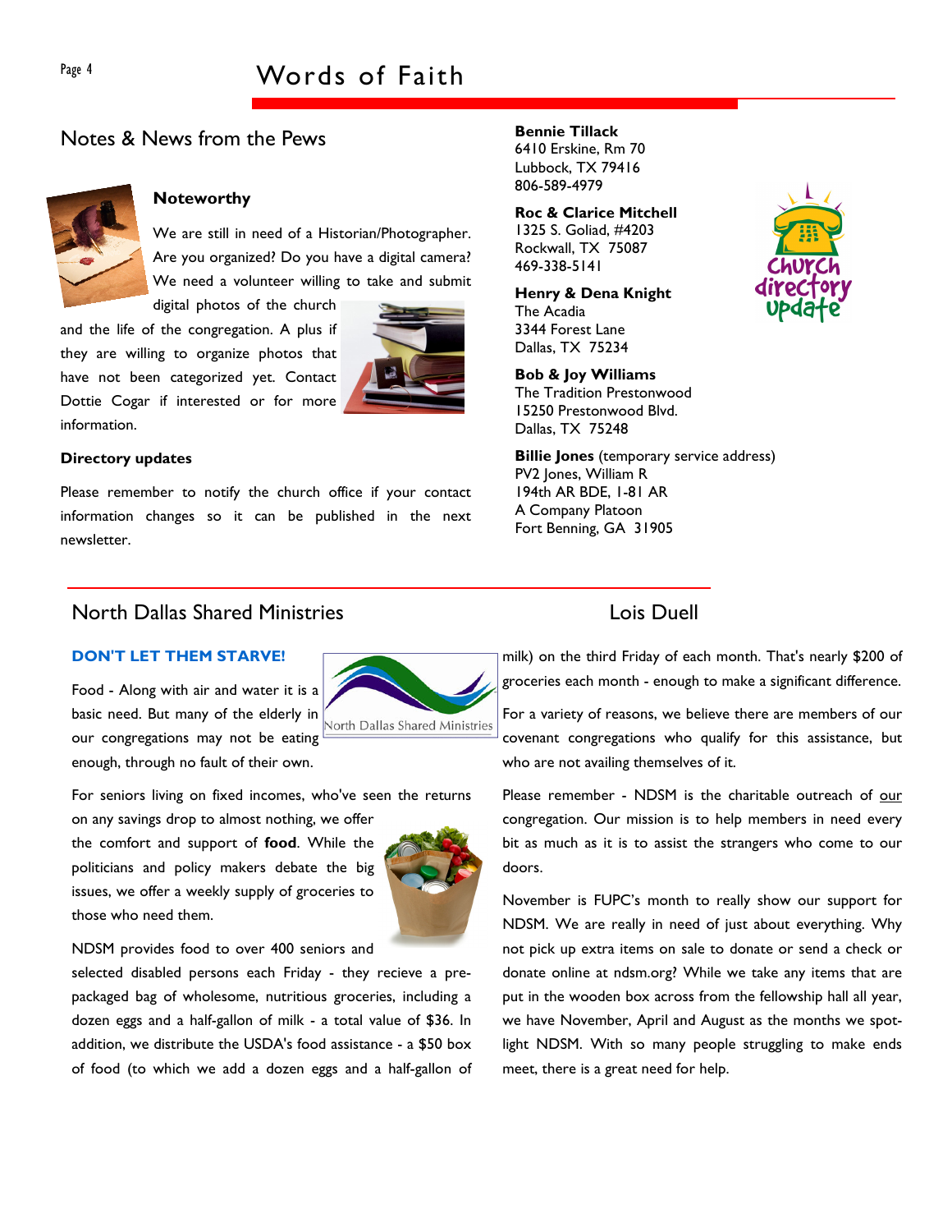## Notes & News from the Pews

### Noteworthy

We are still in need of a Historian/Photographer. Are you organized? Do you have a digital camera? We need a volunteer willing to take and submit digital photos of the church and the life of the congregation. A plus if they are willing to organize photos that have not been categorized yet. Contact Dottie Cogar if interested or for more information.

### Directory updates

Please remember to notify the church office if your contact information changes so it can be published in the next newsletter.

**Bennie Tillack**
6410 Erskine, Rm 70
Lubbock, TX 79416
806-589-4979

**Roc & Clarice Mitchell**
1325 S. Goliad, #4203
Rockwall, TX 75087
469-338-5141

**Henry & Dena Knight**
The Acadia
3344 Forest Lane
Dallas, TX 75234

**Bob & Joy Williams**
The Tradition Prestonwood
15250 Prestonwood Blvd.
Dallas, TX 75248

**Billie Jones** (temporary service address)
PV2 Jones, William R
194th AR BDE, 1-81 AR
A Company Platoon
Fort Benning, GA 31905

## North Dallas Shared Ministries

## Lois Duell

### DON'T LET THEM STARVE!

Food - Along with air and water it is a basic need. But many of the elderly in our congregations may not be eating enough, through no fault of their own.

For seniors living on fixed incomes, who've seen the returns on any savings drop to almost nothing, we offer the comfort and support of **food**. While the politicians and policy makers debate the big issues, we offer a weekly supply of groceries to those who need them.

NDSM provides food to over 400 seniors and selected disabled persons each Friday - they recieve a pre-packaged bag of wholesome, nutritious groceries, including a dozen eggs and a half-gallon of milk - a total value of $36. In addition, we distribute the USDA's food assistance - a $50 box of food (to which we add a dozen eggs and a half-gallon of milk) on the third Friday of each month. That's nearly $200 of groceries each month - enough to make a significant difference.

For a variety of reasons, we believe there are members of our covenant congregations who qualify for this assistance, but who are not availing themselves of it.

Please remember - NDSM is the charitable outreach of our congregation. Our mission is to help members in need every bit as much as it is to assist the strangers who come to our doors.

November is FUPC's month to really show our support for NDSM. We are really in need of just about everything. Why not pick up extra items on sale to donate or send a check or donate online at ndsm.org? While we take any items that are put in the wooden box across from the fellowship hall all year, we have November, April and August as the months we spot-light NDSM. With so many people struggling to make ends meet, there is a great need for help.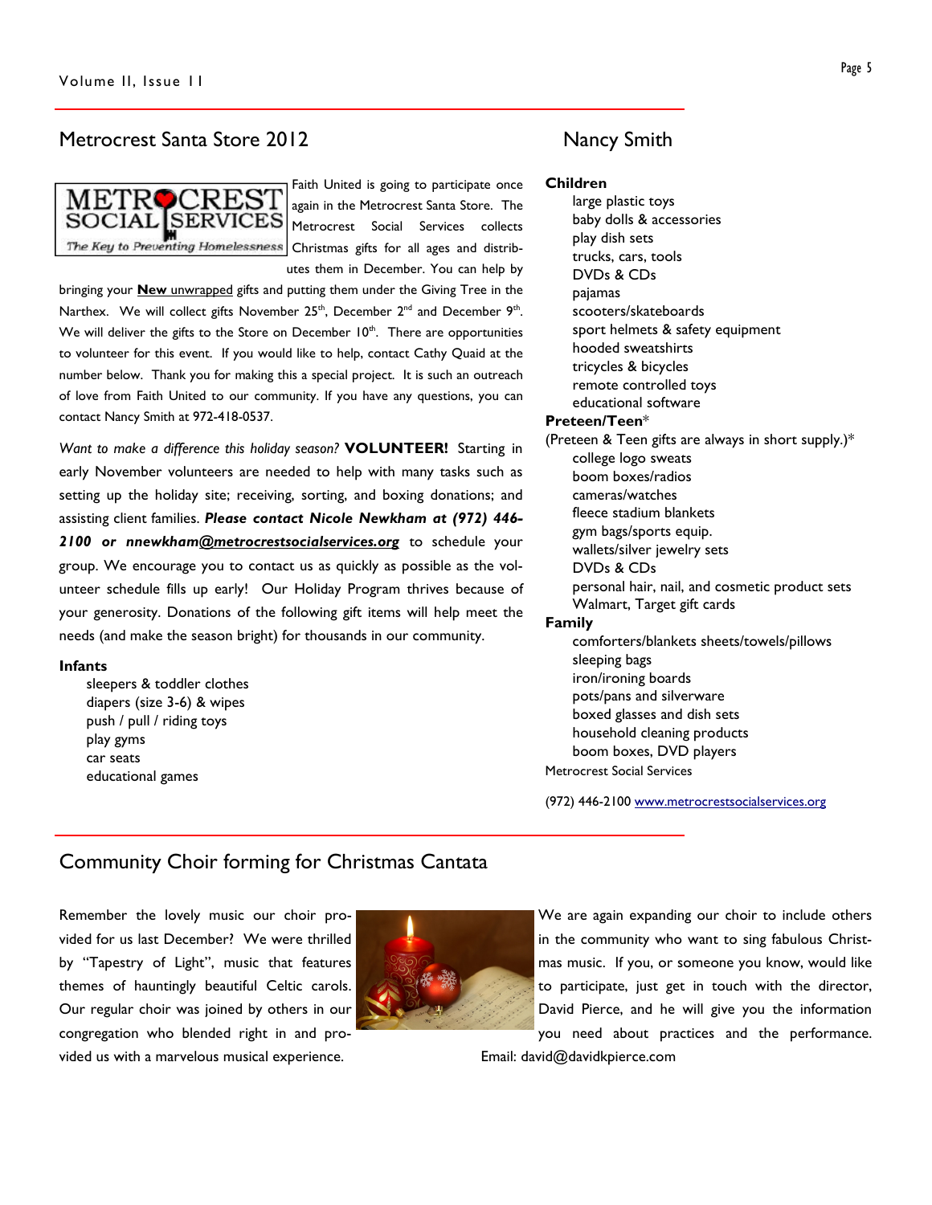## Metrocrest Santa Store 2012

Faith United is going to participate once again in the Metrocrest Santa Store. The Metrocrest Social Services collects Christmas gifts for all ages and distributes them in December. You can help by bringing your **New** unwrapped gifts and putting them under the Giving Tree in the Narthex. We will collect gifts November 25th, December 2nd and December 9th. We will deliver the gifts to the Store on December 10th. There are opportunities to volunteer for this event. If you would like to help, contact Cathy Quaid at the number below. Thank you for making this a special project. It is such an outreach of love from Faith United to our community. If you have any questions, you can contact Nancy Smith at 972-418-0537.

*Want to make a difference this holiday season?* **VOLUNTEER!** Starting in early November volunteers are needed to help with many tasks such as setting up the holiday site; receiving, sorting, and boxing donations; and assisting client families. ***Please contact Nicole Newkham at (972) 446-2100 or nnewkham@metrocrestsocialservices.org*** to schedule your group. We encourage you to contact us as quickly as possible as the volunteer schedule fills up early! Our Holiday Program thrives because of your generosity. Donations of the following gift items will help meet the needs (and make the season bright) for thousands in our community.

**Infants**

- sleepers & toddler clothes
- diapers (size 3-6) & wipes
- push / pull / riding toys
- play gyms
- car seats
- educational games

**Children**

- large plastic toys
- baby dolls & accessories
- play dish sets
- trucks, cars, tools
- DVDs & CDs
- pajamas
- scooters/skateboards
- sport helmets & safety equipment
- hooded sweatshirts
- tricycles & bicycles
- remote controlled toys
- educational software

**Preteen/Teen***

(Preteen & Teen gifts are always in short supply.)*

- college logo sweats
- boom boxes/radios
- cameras/watches
- fleece stadium blankets
- gym bags/sports equip.
- wallets/silver jewelry sets
- DVDs & CDs
- personal hair, nail, and cosmetic product sets
- Walmart, Target gift cards

**Family**

- comforters/blankets sheets/towels/pillows
- sleeping bags
- iron/ironing boards
- pots/pans and silverware
- boxed glasses and dish sets
- household cleaning products
- boom boxes, DVD players

Metrocrest Social Services

(972) 446-2100 www.metrocrestsocialservices.org

Nancy Smith

## Community Choir forming for Christmas Cantata

Remember the lovely music our choir provided for us last December? We were thrilled by "Tapestry of Light", music that features themes of hauntingly beautiful Celtic carols. Our regular choir was joined by others in our congregation who blended right in and provided us with a marvelous musical experience.

We are again expanding our choir to include others in the community who want to sing fabulous Christmas music. If you, or someone you know, would like to participate, just get in touch with the director, David Pierce, and he will give you the information you need about practices and the performance. Email: david@davidkpierce.com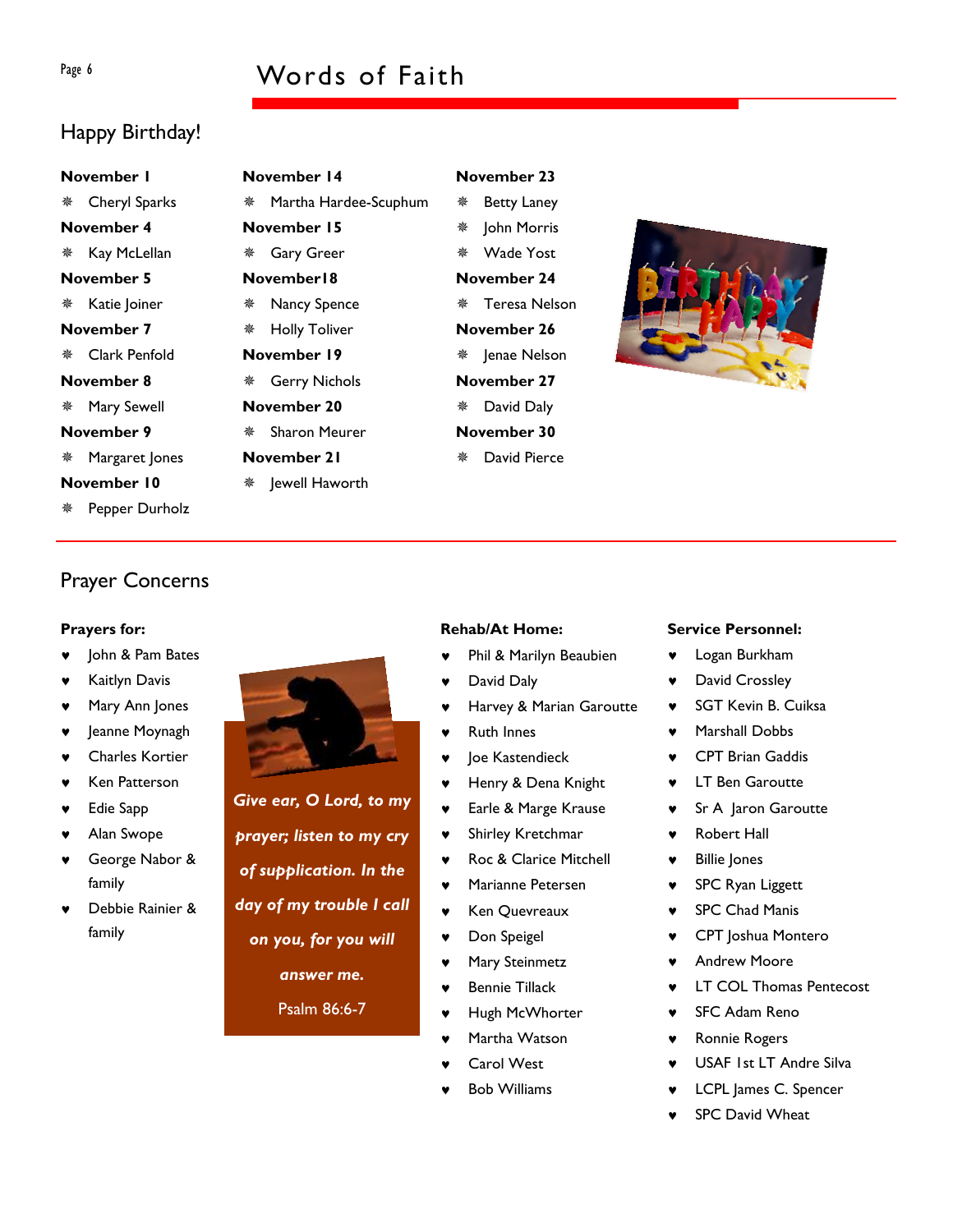## Happy Birthday!

**November 1**
- Cheryl Sparks

**November 4**
- Kay McLellan

**November 5**
- Katie Joiner

**November 7**
- Clark Penfold

**November 8**
- Mary Sewell

**November 9**
- Margaret Jones

**November 10**
- Pepper Durholz

**November 14**
- Martha Hardee-Scuphum

**November 15**
- Gary Greer

**November18**
- Nancy Spence
- Holly Toliver

**November 19**
- Gerry Nichols

**November 20**
- Sharon Meurer

**November 21**
- Jewell Haworth

**November 23**
- Betty Laney
- John Morris
- Wade Yost

**November 24**
- Teresa Nelson

**November 26**
- Jenae Nelson

**November 27**
- David Daly

**November 30**
- David Pierce

## Prayer Concerns

**Prayers for:**
- John & Pam Bates
- Kaitlyn Davis
- Mary Ann Jones
- Jeanne Moynagh
- Charles Kortier
- Ken Patterson
- Edie Sapp
- Alan Swope
- George Nabor & family
- Debbie Rainier & family

***Give ear, O Lord, to my prayer; listen to my cry of supplication. In the day of my trouble I call on you, for you will answer me.***

Psalm 86:6-7

**Rehab/At Home:**
- Phil & Marilyn Beaubien
- David Daly
- Harvey & Marian Garoutte
- Ruth Innes
- Joe Kastendieck
- Henry & Dena Knight
- Earle & Marge Krause
- Shirley Kretchmar
- Roc & Clarice Mitchell
- Marianne Petersen
- Ken Quevreaux
- Don Speigel
- Mary Steinmetz
- Bennie Tillack
- Hugh McWhorter
- Martha Watson
- Carol West
- Bob Williams

**Service Personnel:**
- Logan Burkham
- David Crossley
- SGT Kevin B. Cuiksa
- Marshall Dobbs
- CPT Brian Gaddis
- LT Ben Garoutte
- Sr A Jaron Garoutte
- Robert Hall
- Billie Jones
- SPC Ryan Liggett
- SPC Chad Manis
- CPT Joshua Montero
- Andrew Moore
- LT COL Thomas Pentecost
- SFC Adam Reno
- Ronnie Rogers
- USAF 1st LT Andre Silva
- LCPL James C. Spencer
- SPC David Wheat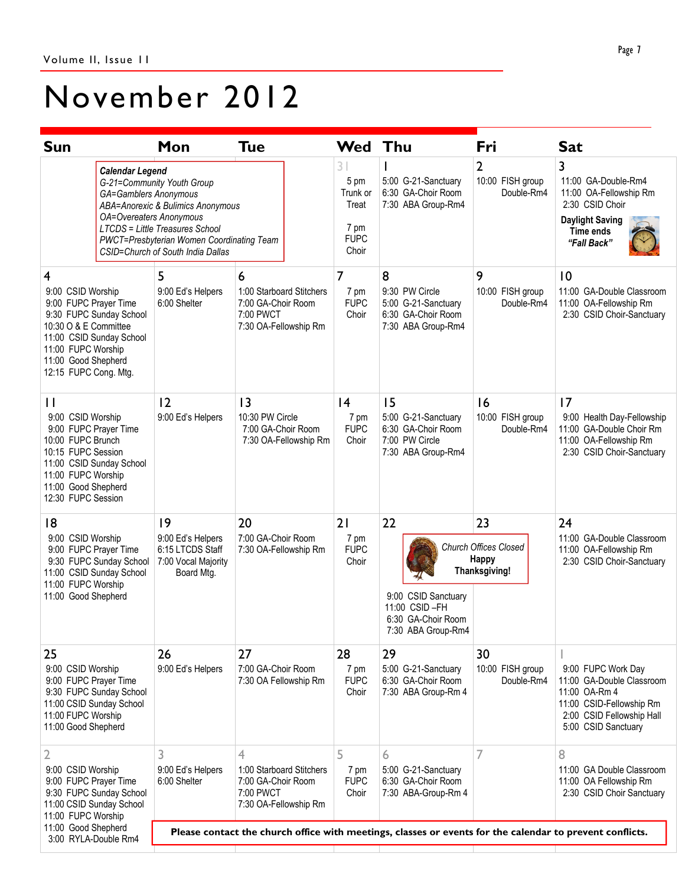# November 2012

| Sun | Mon | Tue | Wed | Thu | Fri | Sat |
|---|---|---|---|---|---|---|
| ***Calendar Legend*** *G-21=Community Youth Group* *GA=Gamblers Anonymous* *ABA=Anorexic & Bulimics Anonymous* *OA=Overeaters Anonymous* *LTCDS = Little Treasures School* *PWCT=Presbyterian Women Coordinating Team* *CSID=Church of South India Dallas* | | | 31<br>5 pm Trunk or Treat<br>7 pm FUPC Choir | 1<br>5:00 G-21-Sanctuary<br>6:30 GA-Choir Room<br>7:30 ABA Group-Rm4 | 2<br>10:00 FISH group Double-Rm4 | 3<br>11:00 GA-Double-Rm4<br>11:00 OA-Fellowship Rm<br>2:30 CSID Choir<br>**Daylight Saving Time ends *"Fall Back"*** |
| 4<br>9:00 CSID Worship<br>9:00 FUPC Prayer Time<br>9:30 FUPC Sunday School<br>10:30 O & E Committee<br>11:00 CSID Sunday School<br>11:00 FUPC Worship<br>11:00 Good Shepherd<br>12:15 FUPC Cong. Mtg. | 5<br>9:00 Ed's Helpers<br>6:00 Shelter | 6<br>1:00 Starboard Stitchers<br>7:00 GA-Choir Room<br>7:00 PWCT<br>7:30 OA-Fellowship Rm | 7<br>7 pm FUPC Choir | 8<br>9:30 PW Circle<br>5:00 G-21-Sanctuary<br>6:30 GA-Choir Room<br>7:30 ABA Group-Rm4 | 9<br>10:00 FISH group Double-Rm4 | 10<br>11:00 GA-Double Classroom<br>11:00 OA-Fellowship Rm<br>2:30 CSID Choir-Sanctuary |
| 11<br>9:00 CSID Worship<br>9:00 FUPC Prayer Time<br>10:00 FUPC Brunch<br>10:15 FUPC Session<br>11:00 CSID Sunday School<br>11:00 FUPC Worship<br>11:00 Good Shepherd<br>12:30 FUPC Session | 12<br>9:00 Ed's Helpers | 13<br>10:30 PW Circle<br>7:00 GA-Choir Room<br>7:30 OA-Fellowship Rm | 14<br>7 pm FUPC Choir | 15<br>5:00 G-21-Sanctuary<br>6:30 GA-Choir Room<br>7:00 PW Circle<br>7:30 ABA Group-Rm4 | 16<br>10:00 FISH group Double-Rm4 | 17<br>9:00 Health Day-Fellowship<br>11:00 GA-Double Choir Rm<br>11:00 OA-Fellowship Rm<br>2:30 CSID Choir-Sanctuary |
| 18<br>9:00 CSID Worship<br>9:00 FUPC Prayer Time<br>9:30 FUPC Sunday School<br>11:00 CSID Sunday School<br>11:00 FUPC Worship<br>11:00 Good Shepherd | 19<br>9:00 Ed's Helpers<br>6:15 LTCDS Staff<br>7:00 Vocal Majority Board Mtg. | 20<br>7:00 GA-Choir Room<br>7:30 OA-Fellowship Rm | 21<br>7 pm FUPC Choir | 22<br>*Church Offices Closed* **Happy Thanksgiving!**<br>9:00 CSID Sanctuary<br>11:00 CSID –FH<br>6:30 GA-Choir Room<br>7:30 ABA Group-Rm4 | 23 | 24<br>11:00 GA-Double Classroom<br>11:00 OA-Fellowship Rm<br>2:30 CSID Choir-Sanctuary |
| 25<br>9:00 CSID Worship<br>9:00 FUPC Prayer Time<br>9:30 FUPC Sunday School<br>11:00 CSID Sunday School<br>11:00 FUPC Worship<br>11:00 Good Shepherd | 26<br>9:00 Ed's Helpers | 27<br>7:00 GA-Choir Room<br>7:30 OA Fellowship Rm | 28<br>7 pm FUPC Choir | 29<br>5:00 G-21-Sanctuary<br>6:30 GA-Choir Room<br>7:30 ABA Group-Rm 4 | 30<br>10:00 FISH group Double-Rm4 | 1<br>9:00 FUPC Work Day<br>11:00 GA-Double Classroom<br>11:00 OA-Rm 4<br>11:00 CSID-Fellowship Rm<br>2:00 CSID Fellowship Hall<br>5:00 CSID Sanctuary |
| 2<br>9:00 CSID Worship<br>9:00 FUPC Prayer Time<br>9:30 FUPC Sunday School<br>11:00 CSID Sunday School<br>11:00 FUPC Worship<br>11:00 Good Shepherd<br>3:00 RYLA-Double Rm4 | 3<br>9:00 Ed's Helpers<br>6:00 Shelter | 4<br>1:00 Starboard Stitchers<br>7:00 GA-Choir Room<br>7:00 PWCT<br>7:30 OA-Fellowship Rm | 5<br>7 pm FUPC Choir | 6<br>5:00 G-21-Sanctuary<br>6:30 GA-Choir Room<br>7:30 ABA-Group-Rm 4 | 7 | 8<br>11:00 GA Double Classroom<br>11:00 OA Fellowship Rm<br>2:30 CSID Choir Sanctuary |

**Please contact the church office with meetings, classes or events for the calendar to prevent conflicts.**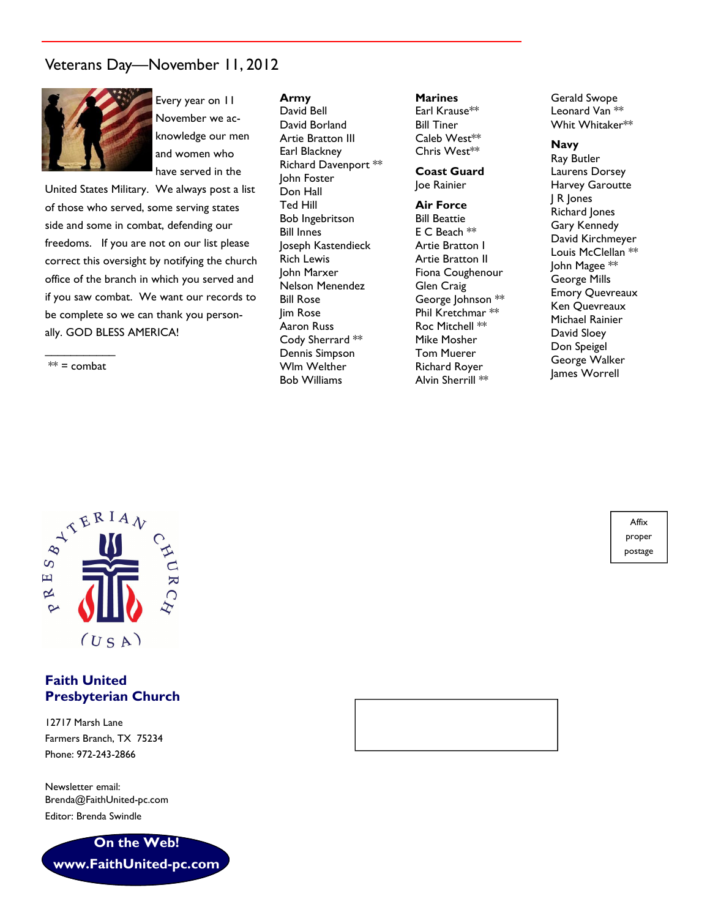## Veterans Day—November 11, 2012

Every year on 11 November we acknowledge our men and women who have served in the United States Military. We always post a list of those who served, some serving states side and some in combat, defending our freedoms. If you are not on our list please correct this oversight by notifying the church office of the branch in which you served and if you saw combat. We want our records to be complete so we can thank you personally. GOD BLESS AMERICA!

\*\* = combat

**Army**
David Bell
David Borland
Artie Bratton III
Earl Blackney
Richard Davenport **
John Foster
Don Hall
Ted Hill
Bob Ingebritson
Bill Innes
Joseph Kastendieck
Rich Lewis
John Marxer
Nelson Menendez
Bill Rose
Jim Rose
Aaron Russ
Cody Sherrard **
Dennis Simpson
Wlm Welther
Bob Williams

**Marines**
Earl Krause**
Bill Tiner
Caleb West**
Chris West**

**Coast Guard**
Joe Rainier

**Air Force**
Bill Beattie
E C Beach **
Artie Bratton I
Artie Bratton II
Fiona Coughenour
Glen Craig
George Johnson **
Phil Kretchmar **
Roc Mitchell **
Mike Mosher
Tom Muerer
Richard Royer
Alvin Sherrill **
Gerald Swope
Leonard Van **
Whit Whitaker**

**Navy**
Ray Butler
Laurens Dorsey
Harvey Garoutte
J R Jones
Richard Jones
Gary Kennedy
David Kirchmeyer
Louis McClellan **
John Magee **
George Mills
Emory Quevreaux
Ken Quevreaux
Michael Rainier
David Sloey
Don Speigel
George Walker
James Worrell

PRESBYTERIAN CHURCH (USA)

Affix proper postage

**Faith United Presbyterian Church**

12717 Marsh Lane
Farmers Branch, TX 75234
Phone: 972-243-2866

Newsletter email:
Brenda@FaithUnited-pc.com
Editor: Brenda Swindle

**On the Web!**
**www.FaithUnited-pc.com**